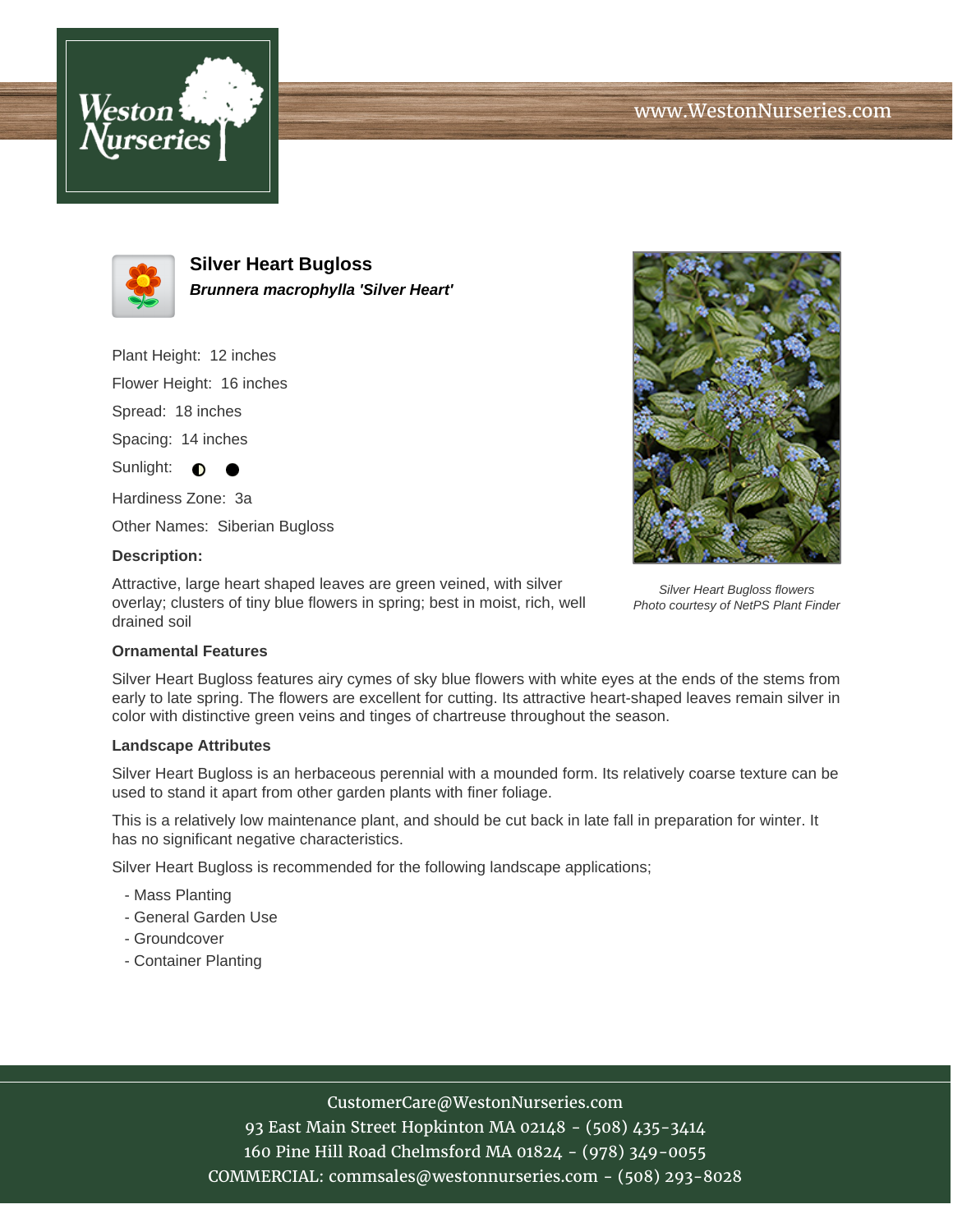# Silver Heart Bugloss

***Brunnera macrophylla 'Silver Heart'***

Plant Height: 12 inches

Flower Height: 16 inches

Spread: 18 inches

Spacing: 14 inches

Sunlight: ◐ ●

Hardiness Zone: 3a

Other Names: Siberian Bugloss

**Description:**

Attractive, large heart shaped leaves are green veined, with silver overlay; clusters of tiny blue flowers in spring; best in moist, rich, well drained soil

*Silver Heart Bugloss flowers*
*Photo courtesy of NetPS Plant Finder*

### Ornamental Features

Silver Heart Bugloss features airy cymes of sky blue flowers with white eyes at the ends of the stems from early to late spring. The flowers are excellent for cutting. Its attractive heart-shaped leaves remain silver in color with distinctive green veins and tinges of chartreuse throughout the season.

### Landscape Attributes

Silver Heart Bugloss is an herbaceous perennial with a mounded form. Its relatively coarse texture can be used to stand it apart from other garden plants with finer foliage.

This is a relatively low maintenance plant, and should be cut back in late fall in preparation for winter. It has no significant negative characteristics.

Silver Heart Bugloss is recommended for the following landscape applications;

- Mass Planting
- General Garden Use
- Groundcover
- Container Planting

CustomerCare@WestonNurseries.com
93 East Main Street Hopkinton MA 02148 - (508) 435-3414
160 Pine Hill Road Chelmsford MA 01824 - (978) 349-0055
COMMERCIAL: commsales@westonnurseries.com - (508) 293-8028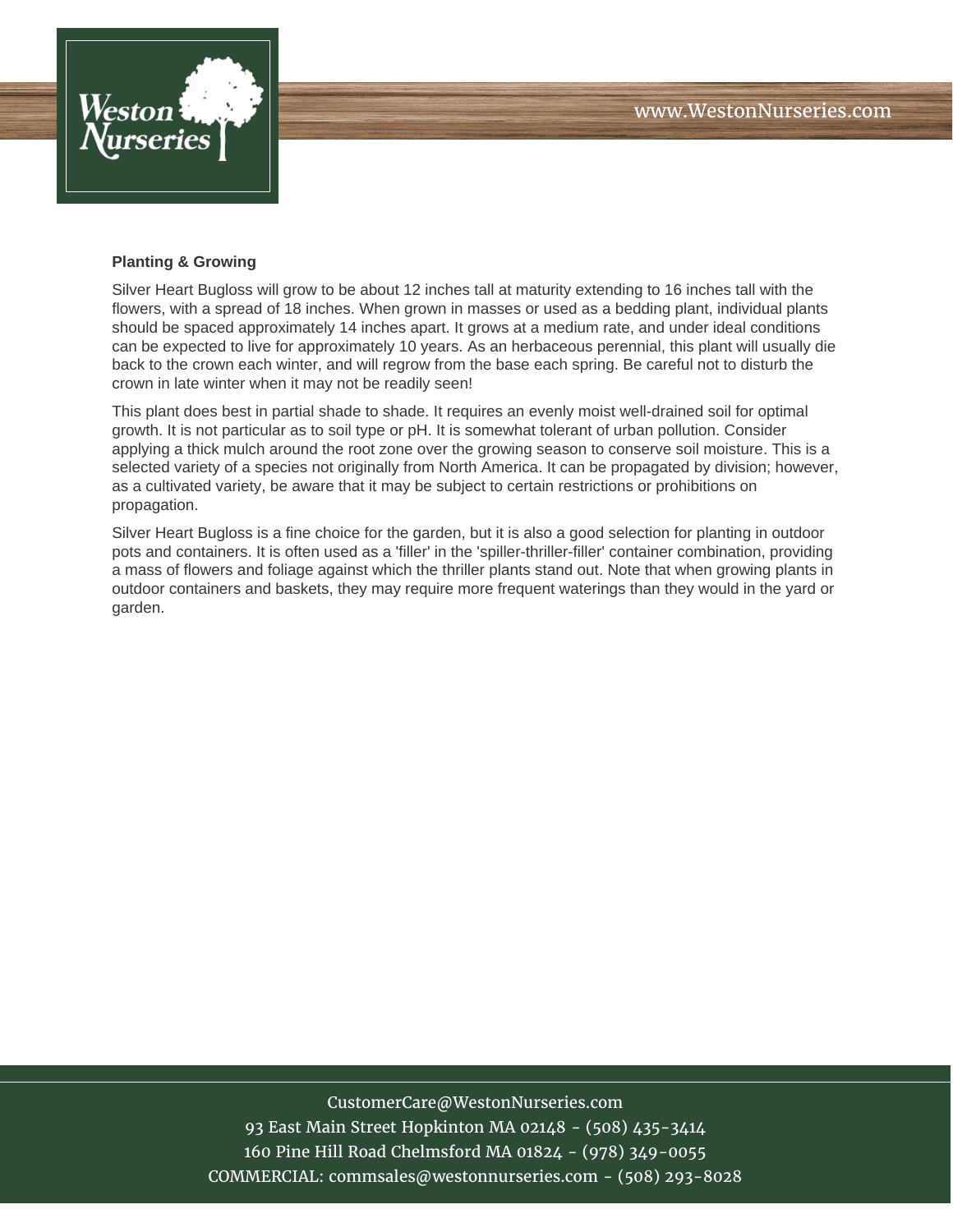**Planting & Growing**

Silver Heart Bugloss will grow to be about 12 inches tall at maturity extending to 16 inches tall with the flowers, with a spread of 18 inches. When grown in masses or used as a bedding plant, individual plants should be spaced approximately 14 inches apart. It grows at a medium rate, and under ideal conditions can be expected to live for approximately 10 years. As an herbaceous perennial, this plant will usually die back to the crown each winter, and will regrow from the base each spring. Be careful not to disturb the crown in late winter when it may not be readily seen!

This plant does best in partial shade to shade. It requires an evenly moist well-drained soil for optimal growth. It is not particular as to soil type or pH. It is somewhat tolerant of urban pollution. Consider applying a thick mulch around the root zone over the growing season to conserve soil moisture. This is a selected variety of a species not originally from North America. It can be propagated by division; however, as a cultivated variety, be aware that it may be subject to certain restrictions or prohibitions on propagation.

Silver Heart Bugloss is a fine choice for the garden, but it is also a good selection for planting in outdoor pots and containers. It is often used as a 'filler' in the 'spiller-thriller-filler' container combination, providing a mass of flowers and foliage against which the thriller plants stand out. Note that when growing plants in outdoor containers and baskets, they may require more frequent waterings than they would in the yard or garden.